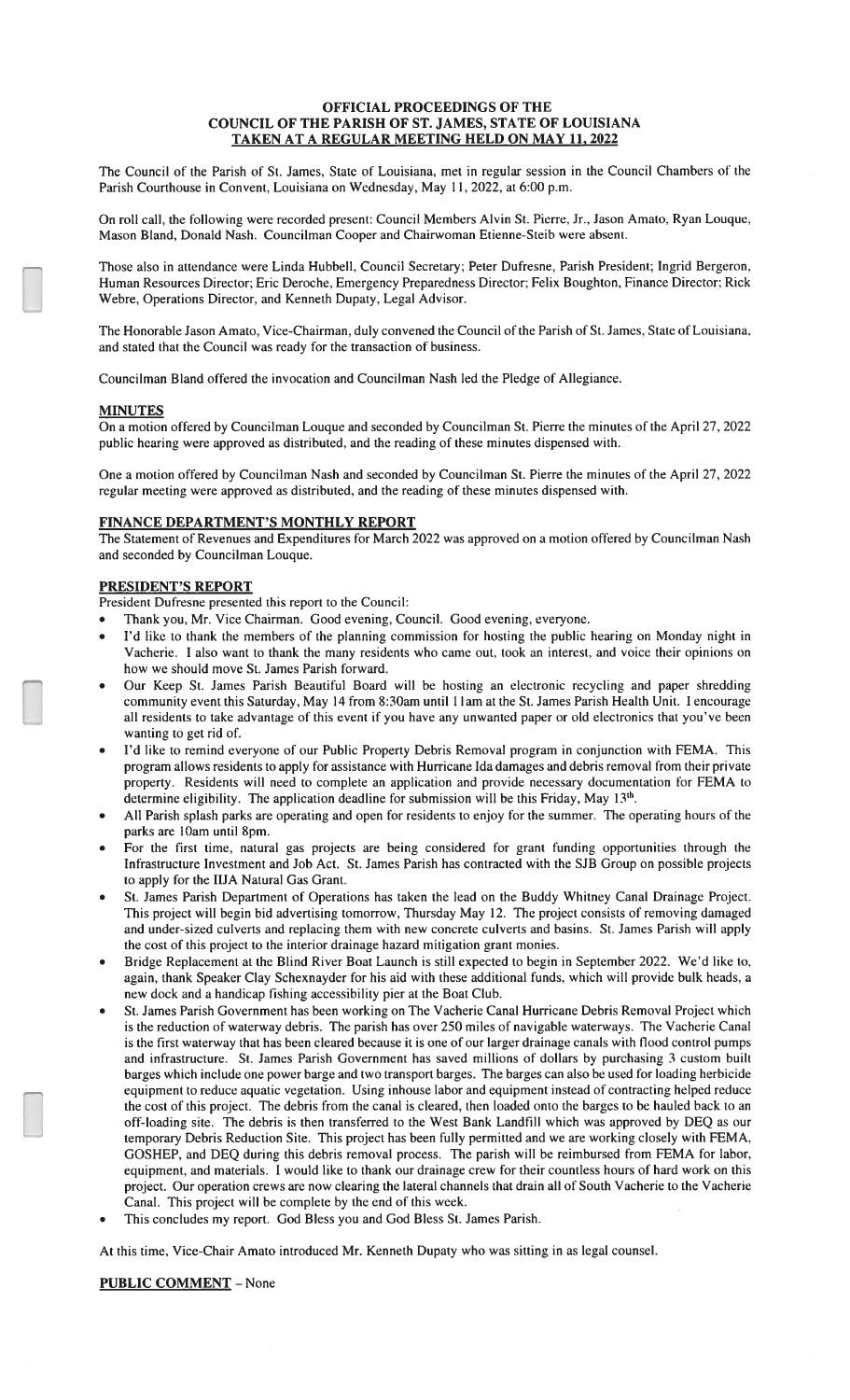# OFFICIAL PROCEEDINGS OF THE COUNCIL OF THE PARISH OF ST. JAMES, STATE OF LOUISIANA

## TAKEN AT A REGULAR MEETING HELD ON MAY 11, 2022

The Council of the Parish of St. James, State of Louisiana, met in regular session in the Council Chambers of the Parish Courthouse in Convent, Louisiana on Wednesday, May 11, 2022, at 6:00 p.m.

On roll call, the following were recorded present: Council Members Alvin St. Pierre, Jr., Jason Amato, Ryan Louque, Mason Bland, Donald Nash. Councilman Cooper and Chairwoman Etienne-Steib were absent.

Those also in attendance were Linda Hubbell, Council Secretary; Peter Dufresne, Parish President; Ingrid Bergeron, Human Resources Director; Eric Deroche, Emergency Preparedness Director; Felix Boughton, Finance Director; Rick Webre, Operations Director, and Kenneth Dupaty, Legal Advisor.

The Honorable Jason Amato, Vice-Chairman, duly convened the Council of the Parish of St. James, State of Louisiana, and stated that the Council was ready for the transaction of business.

Councilman Bland offered the invocation and Councilman Nash led the Pledge of Allegiance.

### MINUTES

On a motion offered by Councilman Louque and seconded by Councilman St. Pierre the minutes of the April 27, 2022 public hearing were approved as distributed, and the reading of these minutes dispensed with.

One a motion offered by Councilman Nash and seconded by Councilman St. Pierre the minutes of the April 27, 2022 regular meeting were approved as distributed, and the reading of these minutes dispensed with.

### FINANCE DEPARTMENT'S MONTHLY REPORT

The Statement of Revenues and Expenditures for March 2022 was approved on a motion offered by Councilman Nash and seconded by Councilman Louque.

### PRESIDENT'S REPORT

President Dufresne presented this report to the Council:

- Thank you, Mr. Vice Chairman. Good evening, Council. Good evening, everyone.
- I'd like to thank the members of the planning commission for hosting the public hearing on Monday night in Vacherie. I also want to thank the many residents who came out, took an interest, and voice their opinions on how we should move St. James Parish forward.
- Our Keep St. James Parish Beautiful Board will be hosting an electronic recycling and paper shredding community event this Saturday, May 14 from 8:30am until 11am at the St. James Parish Health Unit. I encourage all residents to take advantage of this event if you have any unwanted paper or old electronics that you've been wanting to get rid of.
- I'd like to remind everyone of our Public Property Debris Removal program in conjunction with FEMA. This program allows residents to apply for assistance with Hurricane Ida damages and debris removal from their private property. Residents will need to complete an application and provide necessary documentation for FEMA to determine eligibility. The application deadline for submission will be this Friday, May 13th.
- All Parish splash parks are operating and open for residents to enjoy for the summer. The operating hours of the parks are 10am until 8pm.
- For the first time, natural gas projects are being considered for grant funding opportunities through the Infrastructure Investment and Job Act. St. James Parish has contracted with the SJB Group on possible projects to apply for the IIJA Natural Gas Grant.
- St. James Parish Department of Operations has taken the lead on the Buddy Whitney Canal Drainage Project. This project will begin bid advertising tomorrow, Thursday May 12. The project consists of removing damaged and under-sized culverts and replacing them with new concrete culverts and basins. St. James Parish will apply the cost of this project to the interior drainage hazard mitigation grant monies.
- Bridge Replacement at the Blind River Boat Launch is still expected to begin in September 2022. We'd like to, again, thank Speaker Clay Schexnayder for his aid with these additional funds, which will provide bulk heads, a new dock and a handicap fishing accessibility pier at the Boat Club.
- St. James Parish Government has been working on The Vacherie Canal Hurricane Debris Removal Project which is the reduction of waterway debris. The parish has over 250 miles of navigable waterways. The Vacherie Canal is the first waterway that has been cleared because it is one of our larger drainage canals with flood control pumps and infrastructure. St. James Parish Government has saved millions of dollars by purchasing 3 custom built barges which include one power barge and two transport barges. The barges can also be used for loading herbicide equipment to reduce aquatic vegetation. Using inhouse labor and equipment instead of contracting helped reduce the cost of this project. The debris from the canal is cleared, then loaded onto the barges to be hauled back to an off-loading site. The debris is then transferred to the West Bank Landfill which was approved by DEQ as our temporary Debris Reduction Site. This project has been fully permitted and we are working closely with FEMA, GOSHEP, and DEQ during this debris removal process. The parish will be reimbursed from FEMA for labor, equipment, and materials. I would like to thank our drainage crew for their countless hours of hard work on this project. Our operation crews are now clearing the lateral channels that drain all of South Vacherie to the Vacherie Canal. This project will be complete by the end of this week.
- This concludes my report. God Bless you and God Bless St. James Parish.

At this time, Vice-Chair Amato introduced Mr. Kenneth Dupaty who was sitting in as legal counsel.

### PUBLIC COMMENT – None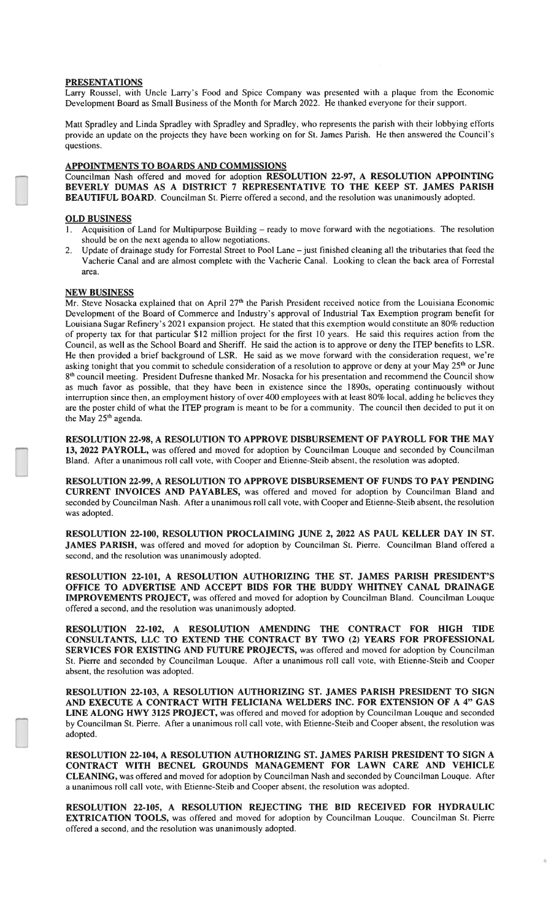## PRESENTATIONS

Larry Roussel, with Uncle Larry's Food and Spice Company was presented with a plaque from the Economic Development Board as Small Business of the Month for March 2022. He thanked everyone for their support.

Matt Spradley and Linda Spradley with Spradley and Spradley, who represents the parish with their lobbying efforts provide an update on the projects they have been working on for St. James Parish. He then answered the Council's questions.

## APPOINTMENTS TO BOARDS AND COMMISSIONS

Councilman Nash offered and moved for adoption **RESOLUTION 22-97, A RESOLUTION APPOINTING BEVERLY DUMAS AS A DISTRICT 7 REPRESENTATIVE TO THE KEEP ST. JAMES PARISH BEAUTIFUL BOARD.** Councilman St. Pierre offered a second, and the resolution was unanimously adopted.

## OLD BUSINESS

1. Acquisition of Land for Multipurpose Building – ready to move forward with the negotiations. The resolution should be on the next agenda to allow negotiations.
2. Update of drainage study for Forrestal Street to Pool Lane – just finished cleaning all the tributaries that feed the Vacherie Canal and are almost complete with the Vacherie Canal. Looking to clean the back area of Forrestal area.

## NEW BUSINESS

Mr. Steve Nosacka explained that on April 27th the Parish President received notice from the Louisiana Economic Development of the Board of Commerce and Industry's approval of Industrial Tax Exemption program benefit for Louisiana Sugar Refinery's 2021 expansion project. He stated that this exemption would constitute an 80% reduction of property tax for that particular $12 million project for the first 10 years. He said this requires action from the Council, as well as the School Board and Sheriff. He said the action is to approve or deny the ITEP benefits to LSR. He then provided a brief background of LSR. He said as we move forward with the consideration request, we're asking tonight that you commit to schedule consideration of a resolution to approve or deny at your May 25th or June 8th council meeting. President Dufresne thanked Mr. Nosacka for his presentation and recommend the Council show as much favor as possible, that they have been in existence since the 1890s, operating continuously without interruption since then, an employment history of over 400 employees with at least 80% local, adding he believes they are the poster child of what the ITEP program is meant to be for a community. The council then decided to put it on the May 25th agenda.

**RESOLUTION 22-98, A RESOLUTION TO APPROVE DISBURSEMENT OF PAYROLL FOR THE MAY 13, 2022 PAYROLL,** was offered and moved for adoption by Councilman Louque and seconded by Councilman Bland. After a unanimous roll call vote, with Cooper and Etienne-Steib absent, the resolution was adopted.

**RESOLUTION 22-99, A RESOLUTION TO APPROVE DISBURSEMENT OF FUNDS TO PAY PENDING CURRENT INVOICES AND PAYABLES,** was offered and moved for adoption by Councilman Bland and seconded by Councilman Nash. After a unanimous roll call vote, with Cooper and Etienne-Steib absent, the resolution was adopted.

**RESOLUTION 22-100, RESOLUTION PROCLAIMING JUNE 2, 2022 AS PAUL KELLER DAY IN ST. JAMES PARISH,** was offered and moved for adoption by Councilman St. Pierre. Councilman Bland offered a second, and the resolution was unanimously adopted.

**RESOLUTION 22-101, A RESOLUTION AUTHORIZING THE ST. JAMES PARISH PRESIDENT'S OFFICE TO ADVERTISE AND ACCEPT BIDS FOR THE BUDDY WHITNEY CANAL DRAINAGE IMPROVEMENTS PROJECT,** was offered and moved for adoption by Councilman Bland. Councilman Louque offered a second, and the resolution was unanimously adopted.

**RESOLUTION 22-102, A RESOLUTION AMENDING THE CONTRACT FOR HIGH TIDE CONSULTANTS, LLC TO EXTEND THE CONTRACT BY TWO (2) YEARS FOR PROFESSIONAL SERVICES FOR EXISTING AND FUTURE PROJECTS,** was offered and moved for adoption by Councilman St. Pierre and seconded by Councilman Louque. After a unanimous roll call vote, with Etienne-Steib and Cooper absent, the resolution was adopted.

**RESOLUTION 22-103, A RESOLUTION AUTHORIZING ST. JAMES PARISH PRESIDENT TO SIGN AND EXECUTE A CONTRACT WITH FELICIANA WELDERS INC. FOR EXTENSION OF A 4" GAS LINE ALONG HWY 3125 PROJECT,** was offered and moved for adoption by Councilman Louque and seconded by Councilman St. Pierre. After a unanimous roll call vote, with Etienne-Steib and Cooper absent, the resolution was adopted.

**RESOLUTION 22-104, A RESOLUTION AUTHORIZING ST. JAMES PARISH PRESIDENT TO SIGN A CONTRACT WITH BECNEL GROUNDS MANAGEMENT FOR LAWN CARE AND VEHICLE CLEANING,** was offered and moved for adoption by Councilman Nash and seconded by Councilman Louque. After a unanimous roll call vote, with Etienne-Steib and Cooper absent, the resolution was adopted.

**RESOLUTION 22-105, A RESOLUTION REJECTING THE BID RECEIVED FOR HYDRAULIC EXTRICATION TOOLS,** was offered and moved for adoption by Councilman Louque. Councilman St. Pierre offered a second, and the resolution was unanimously adopted.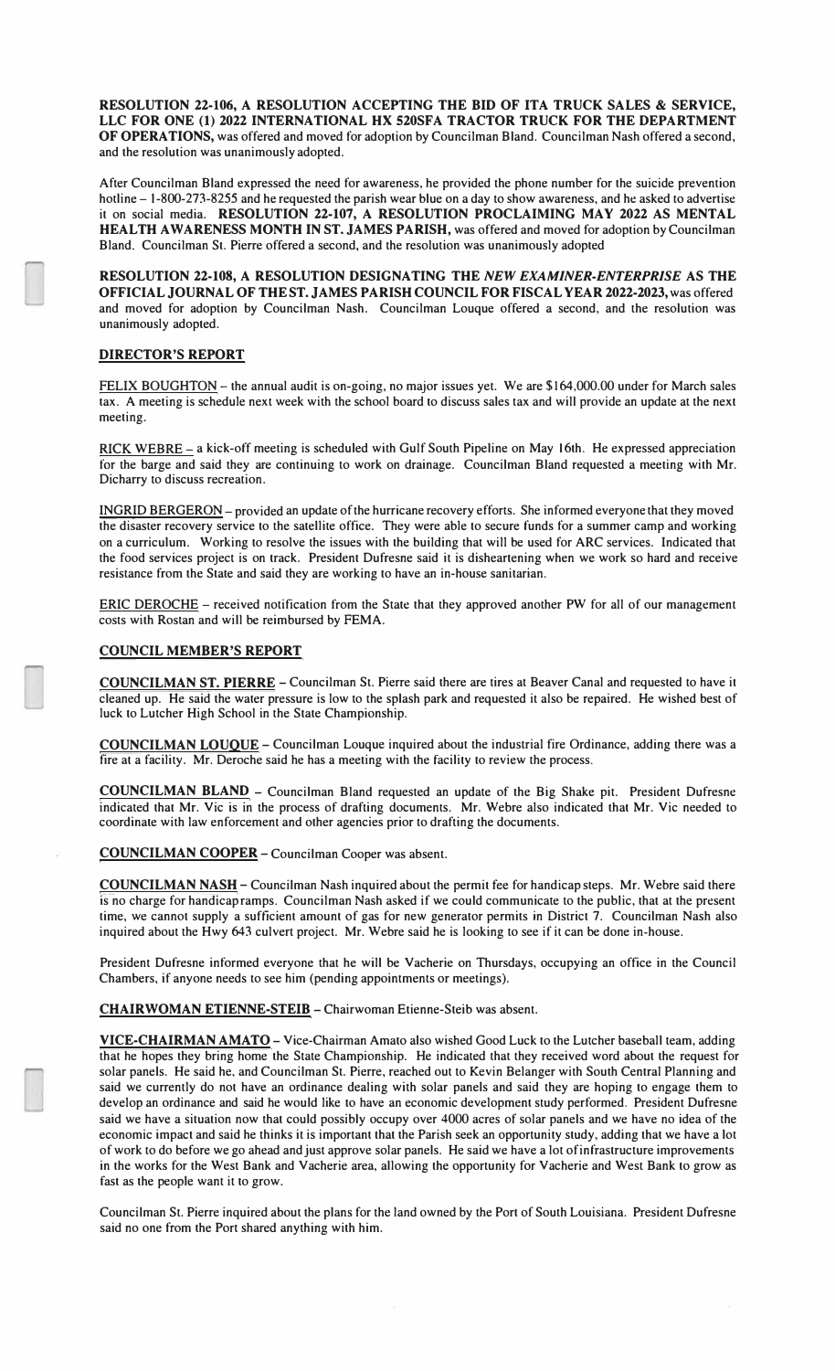**RESOLUTION 22-106, A RESOLUTION ACCEPTING THE BID OF ITA TRUCK SALES & SERVICE, LLC FOR ONE (1) 2022 INTERNATIONAL HX 520SFA TRACTOR TRUCK FOR THE DEPARTMENT OF OPERATIONS,** was offered and moved for adoption by Councilman Bland. Councilman Nash offered a second, and the resolution was unanimously adopted.

After Councilman Bland expressed the need for awareness, he provided the phone number for the suicide prevention hotline – 1-800-273-8255 and he requested the parish wear blue on a day to show awareness, and he asked to advertise it on social media. **RESOLUTION 22-107, A RESOLUTION PROCLAIMING MAY 2022 AS MENTAL HEALTH AWARENESS MONTH IN ST. JAMES PARISH,** was offered and moved for adoption by Councilman Bland. Councilman St. Pierre offered a second, and the resolution was unanimously adopted

**RESOLUTION 22-108, A RESOLUTION DESIGNATING THE *NEW EXAMINER-ENTERPRISE* AS THE OFFICIAL JOURNAL OF THE ST. JAMES PARISH COUNCIL FOR FISCAL YEAR 2022-2023,** was offered and moved for adoption by Councilman Nash. Councilman Louque offered a second, and the resolution was unanimously adopted.

**DIRECTOR'S REPORT**

FELIX BOUGHTON – the annual audit is on-going, no major issues yet. We are $164,000.00 under for March sales tax. A meeting is schedule next week with the school board to discuss sales tax and will provide an update at the next meeting.

RICK WEBRE – a kick-off meeting is scheduled with Gulf South Pipeline on May 16th. He expressed appreciation for the barge and said they are continuing to work on drainage. Councilman Bland requested a meeting with Mr. Dicharry to discuss recreation.

INGRID BERGERON – provided an update of the hurricane recovery efforts. She informed everyone that they moved the disaster recovery service to the satellite office. They were able to secure funds for a summer camp and working on a curriculum. Working to resolve the issues with the building that will be used for ARC services. Indicated that the food services project is on track. President Dufresne said it is disheartening when we work so hard and receive resistance from the State and said they are working to have an in-house sanitarian.

ERIC DEROCHE – received notification from the State that they approved another PW for all of our management costs with Rostan and will be reimbursed by FEMA.

**COUNCIL MEMBER'S REPORT**

**COUNCILMAN ST. PIERRE** – Councilman St. Pierre said there are tires at Beaver Canal and requested to have it cleaned up. He said the water pressure is low to the splash park and requested it also be repaired. He wished best of luck to Lutcher High School in the State Championship.

**COUNCILMAN LOUQUE** – Councilman Louque inquired about the industrial fire Ordinance, adding there was a fire at a facility. Mr. Deroche said he has a meeting with the facility to review the process.

**COUNCILMAN BLAND** – Councilman Bland requested an update of the Big Shake pit. President Dufresne indicated that Mr. Vic is in the process of drafting documents. Mr. Webre also indicated that Mr. Vic needed to coordinate with law enforcement and other agencies prior to drafting the documents.

**COUNCILMAN COOPER** – Councilman Cooper was absent.

**COUNCILMAN NASH** – Councilman Nash inquired about the permit fee for handicap steps. Mr. Webre said there is no charge for handicap ramps. Councilman Nash asked if we could communicate to the public, that at the present time, we cannot supply a sufficient amount of gas for new generator permits in District 7. Councilman Nash also inquired about the Hwy 643 culvert project. Mr. Webre said he is looking to see if it can be done in-house.

President Dufresne informed everyone that he will be Vacherie on Thursdays, occupying an office in the Council Chambers, if anyone needs to see him (pending appointments or meetings).

**CHAIRWOMAN ETIENNE-STEIB** – Chairwoman Etienne-Steib was absent.

**VICE-CHAIRMAN AMATO** – Vice-Chairman Amato also wished Good Luck to the Lutcher baseball team, adding that he hopes they bring home the State Championship. He indicated that they received word about the request for solar panels. He said he, and Councilman St. Pierre, reached out to Kevin Belanger with South Central Planning and said we currently do not have an ordinance dealing with solar panels and said they are hoping to engage them to develop an ordinance and said he would like to have an economic development study performed. President Dufresne said we have a situation now that could possibly occupy over 4000 acres of solar panels and we have no idea of the economic impact and said he thinks it is important that the Parish seek an opportunity study, adding that we have a lot of work to do before we go ahead and just approve solar panels. He said we have a lot of infrastructure improvements in the works for the West Bank and Vacherie area, allowing the opportunity for Vacherie and West Bank to grow as fast as the people want it to grow.

Councilman St. Pierre inquired about the plans for the land owned by the Port of South Louisiana. President Dufresne said no one from the Port shared anything with him.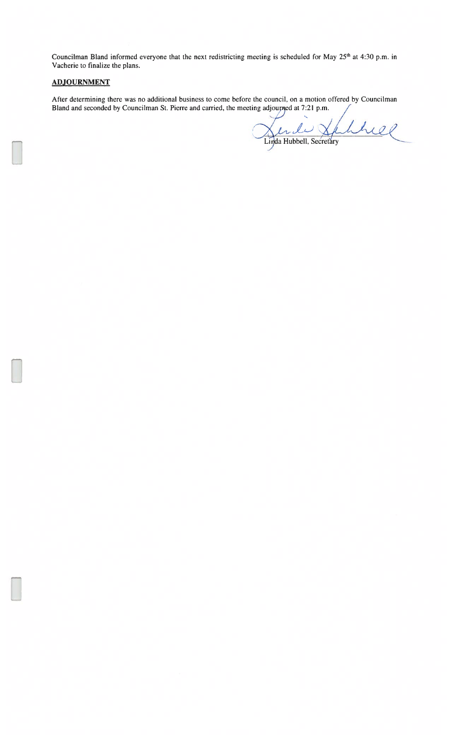Councilman Bland informed everyone that the next redistricting meeting is scheduled for May 25th at 4:30 p.m. in Vacherie to finalize the plans.

## ADJOURNMENT

After determining there was no additional business to come before the council, on a motion offered by Councilman Bland and seconded by Councilman St. Pierre and carried, the meeting adjourned at 7:21 p.m.

Linda Hubbell, Secretary